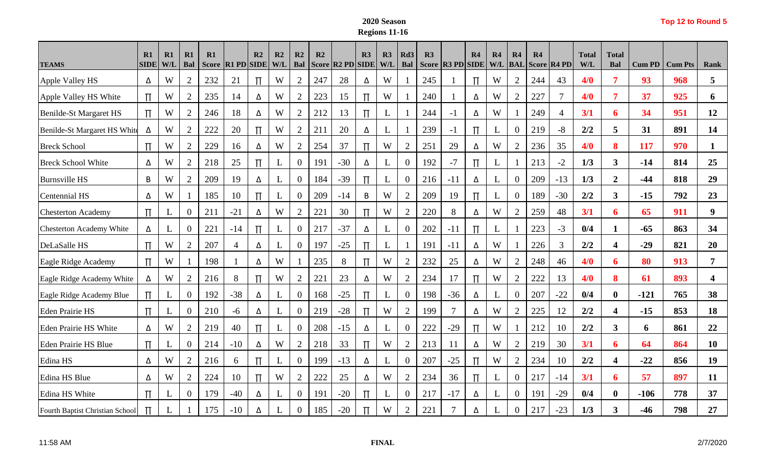**2020 Season**

**Regions 11-16**

**Top 12 to Round 5**

| TEAMS | R1 SIDE | R1 W/L | R1 Bal | R1 Score | R1 PD | R2 SIDE | R2 W/L | R2 Bal | R2 Score | R2 PD | R3 SIDE | R3 W/L | Rd3 Bal | R3 Score | R3 PD | R4 SIDE | R4 W/L | R4 BAL | R4 Score | R4 PD | Total W/L | Total Bal | Cum PD | Cum Pts | Rank |
|---|---|---|---|---|---|---|---|---|---|---|---|---|---|---|---|---|---|---|---|---|---|---|---|---|---|
| Apple Valley HS | Δ | W | 2 | 232 | 21 | ∏ | W | 2 | 247 | 28 | Δ | W | 1 | 245 | 1 | ∏ | W | 2 | 244 | 43 | 4/0 | 7 | 93 | 968 | 5 |
| Apple Valley HS White | ∏ | W | 2 | 235 | 14 | Δ | W | 2 | 223 | 15 | ∏ | W | 1 | 240 | 1 | Δ | W | 2 | 227 | 7 | 4/0 | 7 | 37 | 925 | 6 |
| Benilde-St Margaret HS | ∏ | W | 2 | 246 | 18 | Δ | W | 2 | 212 | 13 | ∏ | L | 1 | 244 | -1 | Δ | W | 1 | 249 | 4 | 3/1 | 6 | 34 | 951 | 12 |
| Benilde-St Margaret HS White | Δ | W | 2 | 222 | 20 | ∏ | W | 2 | 211 | 20 | Δ | L | 1 | 239 | -1 | ∏ | L | 0 | 219 | -8 | 2/2 | 5 | 31 | 891 | 14 |
| Breck School | ∏ | W | 2 | 229 | 16 | Δ | W | 2 | 254 | 37 | ∏ | W | 2 | 251 | 29 | Δ | W | 2 | 236 | 35 | 4/0 | 8 | 117 | 970 | 1 |
| Breck School White | Δ | W | 2 | 218 | 25 | ∏ | L | 0 | 191 | -30 | Δ | L | 0 | 192 | -7 | ∏ | L | 1 | 213 | -2 | 1/3 | 3 | -14 | 814 | 25 |
| Burnsville HS | B | W | 2 | 209 | 19 | Δ | L | 0 | 184 | -39 | ∏ | L | 0 | 216 | -11 | Δ | L | 0 | 209 | -13 | 1/3 | 2 | -44 | 818 | 29 |
| Centennial HS | Δ | W | 1 | 185 | 10 | ∏ | L | 0 | 209 | -14 | B | W | 2 | 209 | 19 | ∏ | L | 0 | 189 | -30 | 2/2 | 3 | -15 | 792 | 23 |
| Chesterton Academy | ∏ | L | 0 | 211 | -21 | Δ | W | 2 | 221 | 30 | ∏ | W | 2 | 220 | 8 | Δ | W | 2 | 259 | 48 | 3/1 | 6 | 65 | 911 | 9 |
| Chesterton Academy White | Δ | L | 0 | 221 | -14 | ∏ | L | 0 | 217 | -37 | Δ | L | 0 | 202 | -11 | ∏ | L | 1 | 223 | -3 | 0/4 | 1 | -65 | 863 | 34 |
| DeLaSalle HS | ∏ | W | 2 | 207 | 4 | Δ | L | 0 | 197 | -25 | ∏ | L | 1 | 191 | -11 | Δ | W | 1 | 226 | 3 | 2/2 | 4 | -29 | 821 | 20 |
| Eagle Ridge Academy | ∏ | W | 1 | 198 | 1 | Δ | W | 1 | 235 | 8 | ∏ | W | 2 | 232 | 25 | Δ | W | 2 | 248 | 46 | 4/0 | 6 | 80 | 913 | 7 |
| Eagle Ridge Academy White | Δ | W | 2 | 216 | 8 | ∏ | W | 2 | 221 | 23 | Δ | W | 2 | 234 | 17 | ∏ | W | 2 | 222 | 13 | 4/0 | 8 | 61 | 893 | 4 |
| Eagle Ridge Academy Blue | ∏ | L | 0 | 192 | -38 | Δ | L | 0 | 168 | -25 | ∏ | L | 0 | 198 | -36 | Δ | L | 0 | 207 | -22 | 0/4 | 0 | -121 | 765 | 38 |
| Eden Prairie HS | ∏ | L | 0 | 210 | -6 | Δ | L | 0 | 219 | -28 | ∏ | W | 2 | 199 | 7 | Δ | W | 2 | 225 | 12 | 2/2 | 4 | -15 | 853 | 18 |
| Eden Prairie HS White | Δ | W | 2 | 219 | 40 | ∏ | L | 0 | 208 | -15 | Δ | L | 0 | 222 | -29 | ∏ | W | 1 | 212 | 10 | 2/2 | 3 | 6 | 861 | 22 |
| Eden Prairie HS Blue | ∏ | L | 0 | 214 | -10 | Δ | W | 2 | 218 | 33 | ∏ | W | 2 | 213 | 11 | Δ | W | 2 | 219 | 30 | 3/1 | 6 | 64 | 864 | 10 |
| Edina HS | Δ | W | 2 | 216 | 6 | ∏ | L | 0 | 199 | -13 | Δ | L | 0 | 207 | -25 | ∏ | W | 2 | 234 | 10 | 2/2 | 4 | -22 | 856 | 19 |
| Edina HS Blue | Δ | W | 2 | 224 | 10 | ∏ | W | 2 | 222 | 25 | Δ | W | 2 | 234 | 36 | ∏ | L | 0 | 217 | -14 | 3/1 | 6 | 57 | 897 | 11 |
| Edina HS White | ∏ | L | 0 | 179 | -40 | Δ | L | 0 | 191 | -20 | ∏ | L | 0 | 217 | -17 | Δ | L | 0 | 191 | -29 | 0/4 | 0 | -106 | 778 | 37 |
| Fourth Baptist Christian School | ∏ | L | 1 | 175 | -10 | Δ | L | 0 | 185 | -20 | ∏ | W | 2 | 221 | 7 | Δ | L | 0 | 217 | -23 | 1/3 | 3 | -46 | 798 | 27 |

11:58 AM **FINAL** 2/7/2020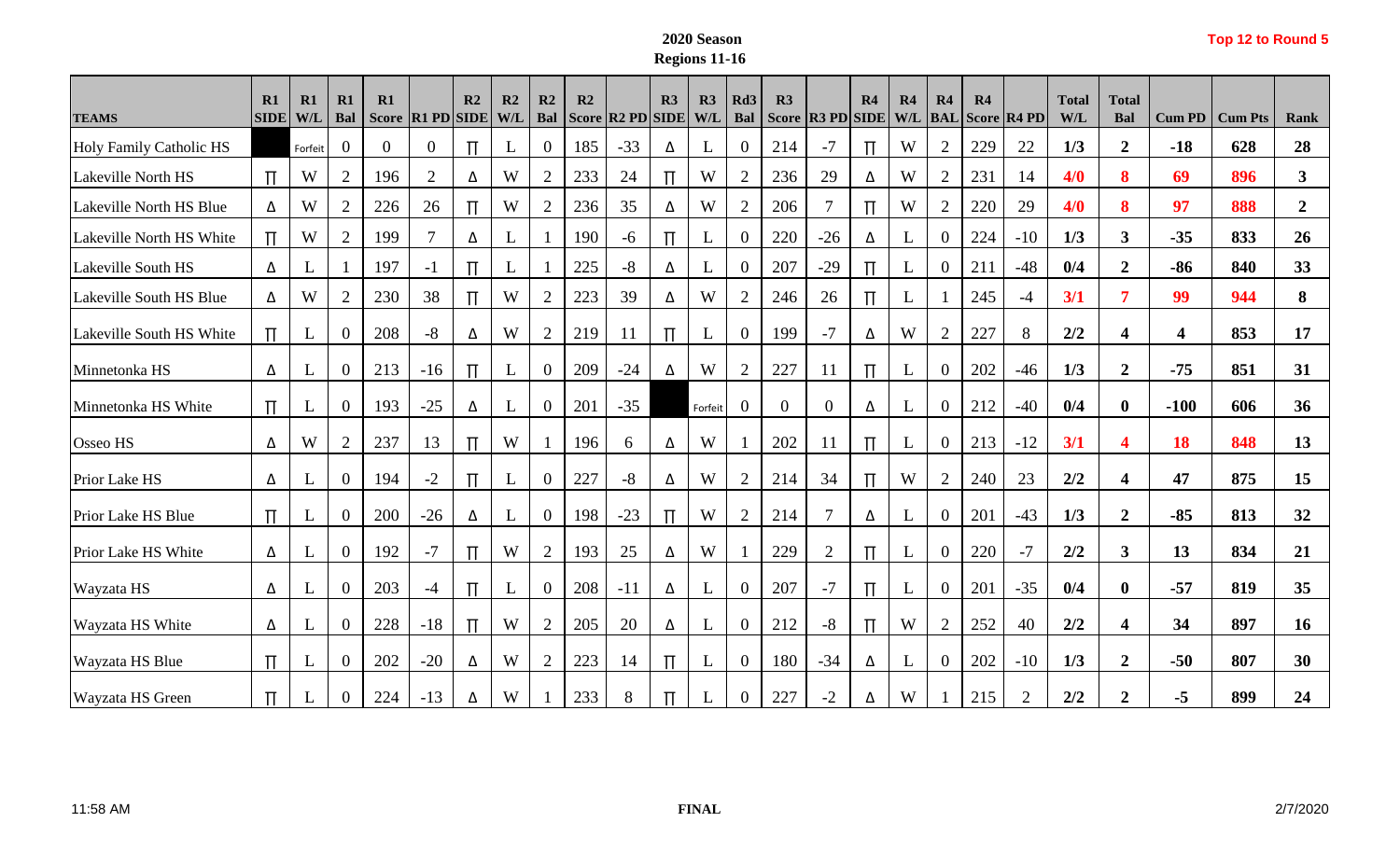**2020 Season**
**Regions 11-16**

**Top 12 to Round 5**

| TEAMS | R1 SIDE | R1 W/L | R1 Bal | R1 Score | R1 PD | R2 SIDE | R2 W/L | R2 Bal | R2 Score | R2 PD | R3 SIDE | R3 W/L | Rd3 Bal | R3 Score | R3 PD | R4 SIDE | R4 W/L | R4 BAL | R4 Score | R4 PD | Total W/L | Total Bal | Cum PD | Cum Pts | Rank |
|---|---|---|---|---|---|---|---|---|---|---|---|---|---|---|---|---|---|---|---|---|---|---|---|---|---|
| Holy Family Catholic HS | | Forfeit | 0 | 0 | 0 | Π | L | 0 | 185 | -33 | Δ | L | 0 | 214 | -7 | Π | W | 2 | 229 | 22 | 1/3 | 2 | -18 | 628 | 28 |
| Lakeville North HS | Π | W | 2 | 196 | 2 | Δ | W | 2 | 233 | 24 | Π | W | 2 | 236 | 29 | Δ | W | 2 | 231 | 14 | 4/0 | 8 | 69 | 896 | 3 |
| Lakeville North HS Blue | Δ | W | 2 | 226 | 26 | Π | W | 2 | 236 | 35 | Δ | W | 2 | 206 | 7 | Π | W | 2 | 220 | 29 | 4/0 | 8 | 97 | 888 | 2 |
| Lakeville North HS White | Π | W | 2 | 199 | 7 | Δ | L | 1 | 190 | -6 | Π | L | 0 | 220 | -26 | Δ | L | 0 | 224 | -10 | 1/3 | 3 | -35 | 833 | 26 |
| Lakeville South HS | Δ | L | 1 | 197 | -1 | Π | L | 1 | 225 | -8 | Δ | L | 0 | 207 | -29 | Π | L | 0 | 211 | -48 | 0/4 | 2 | -86 | 840 | 33 |
| Lakeville South HS Blue | Δ | W | 2 | 230 | 38 | Π | W | 2 | 223 | 39 | Δ | W | 2 | 246 | 26 | Π | L | 1 | 245 | -4 | 3/1 | 7 | 99 | 944 | 8 |
| Lakeville South HS White | Π | L | 0 | 208 | -8 | Δ | W | 2 | 219 | 11 | Π | L | 0 | 199 | -7 | Δ | W | 2 | 227 | 8 | 2/2 | 4 | 4 | 853 | 17 |
| Minnetonka HS | Δ | L | 0 | 213 | -16 | Π | L | 0 | 209 | -24 | Δ | W | 2 | 227 | 11 | Π | L | 0 | 202 | -46 | 1/3 | 2 | -75 | 851 | 31 |
| Minnetonka HS White | Π | L | 0 | 193 | -25 | Δ | L | 0 | 201 | -35 | | Forfeit | 0 | 0 | 0 | Δ | L | 0 | 212 | -40 | 0/4 | 0 | -100 | 606 | 36 |
| Osseo HS | Δ | W | 2 | 237 | 13 | Π | W | 1 | 196 | 6 | Δ | W | 1 | 202 | 11 | Π | L | 0 | 213 | -12 | 3/1 | 4 | 18 | 848 | 13 |
| Prior Lake HS | Δ | L | 0 | 194 | -2 | Π | L | 0 | 227 | -8 | Δ | W | 2 | 214 | 34 | Π | W | 2 | 240 | 23 | 2/2 | 4 | 47 | 875 | 15 |
| Prior Lake HS Blue | Π | L | 0 | 200 | -26 | Δ | L | 0 | 198 | -23 | Π | W | 2 | 214 | 7 | Δ | L | 0 | 201 | -43 | 1/3 | 2 | -85 | 813 | 32 |
| Prior Lake HS White | Δ | L | 0 | 192 | -7 | Π | W | 2 | 193 | 25 | Δ | W | 1 | 229 | 2 | Π | L | 0 | 220 | -7 | 2/2 | 3 | 13 | 834 | 21 |
| Wayzata HS | Δ | L | 0 | 203 | -4 | Π | L | 0 | 208 | -11 | Δ | L | 0 | 207 | -7 | Π | L | 0 | 201 | -35 | 0/4 | 0 | -57 | 819 | 35 |
| Wayzata HS White | Δ | L | 0 | 228 | -18 | Π | W | 2 | 205 | 20 | Δ | L | 0 | 212 | -8 | Π | W | 2 | 252 | 40 | 2/2 | 4 | 34 | 897 | 16 |
| Wayzata HS Blue | Π | L | 0 | 202 | -20 | Δ | W | 2 | 223 | 14 | Π | L | 0 | 180 | -34 | Δ | L | 0 | 202 | -10 | 1/3 | 2 | -50 | 807 | 30 |
| Wayzata HS Green | Π | L | 0 | 224 | -13 | Δ | W | 1 | 233 | 8 | Π | L | 0 | 227 | -2 | Δ | W | 1 | 215 | 2 | 2/2 | 2 | -5 | 899 | 24 |

11:58 AM **FINAL** 2/7/2020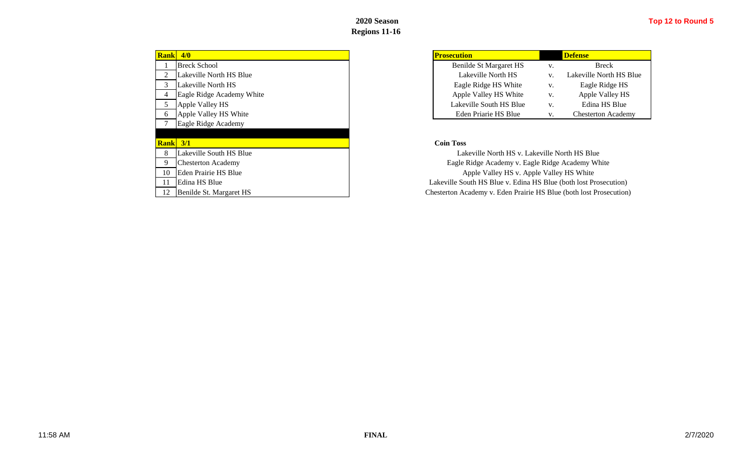**2020 Season**
**Regions 11-16**

**Top 12 to Round 5**

| Rank | 4/0 |
|---|---|
| 1 | Breck School |
| 2 | Lakeville North HS Blue |
| 3 | Lakeville North HS |
| 4 | Eagle Ridge Academy White |
| 5 | Apple Valley HS |
| 6 | Apple Valley HS White |
| 7 | Eagle Ridge Academy |

| Rank | 3/1 |
|---|---|
| 8 | Lakeville South HS Blue |
| 9 | Chesterton Academy |
| 10 | Eden Prairie HS Blue |
| 11 | Edina HS Blue |
| 12 | Benilde St. Margaret HS |

| Prosecution | | Defense |
|---|---|---|
| Benilde St Margaret HS | v. | Breck |
| Lakeville North HS | v. | Lakeville North HS Blue |
| Eagle Ridge HS White | v. | Eagle Ridge HS |
| Apple Valley HS White | v. | Apple Valley HS |
| Lakeville South HS Blue | v. | Edina HS Blue |
| Eden Priarie HS Blue | v. | Chesterton Academy |

**Coin Toss**

Lakeville North HS v. Lakeville North HS Blue
Eagle Ridge Academy v. Eagle Ridge Academy White
Apple Valley HS v. Apple Valley HS White
Lakeville South HS Blue v. Edina HS Blue (both lost Prosecution)
Chesterton Academy v. Eden Prairie HS Blue (both lost Prosecution)

11:58 AM

**FINAL**

2/7/2020